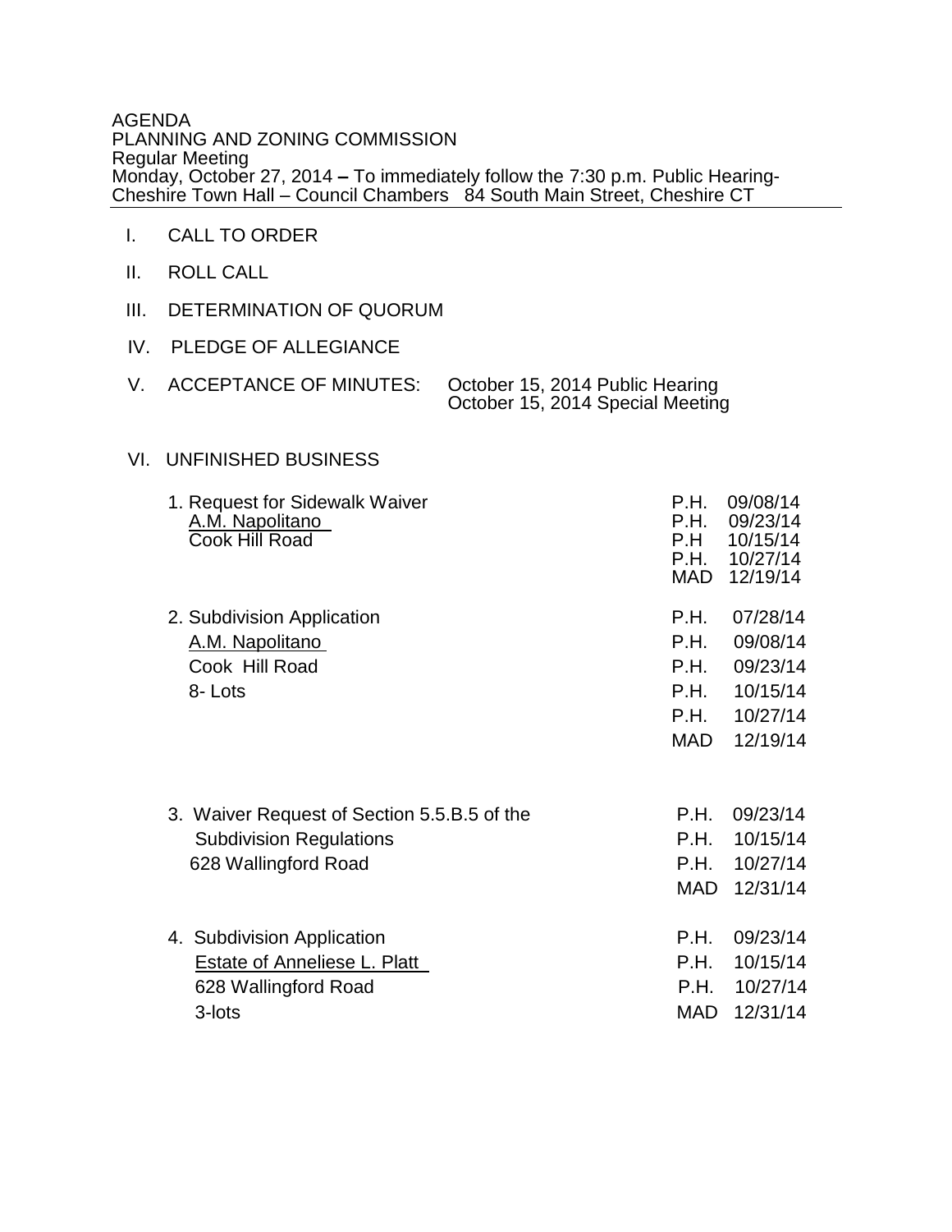AGENDA
PLANNING AND ZONING COMMISSION
Regular Meeting
Monday, October 27, 2014 **–** To immediately follow the 7:30 p.m. Public Hearing-
Cheshire Town Hall – Council Chambers 84 South Main Street, Cheshire CT

---

I. CALL TO ORDER

II. ROLL CALL

III. DETERMINATION OF QUORUM

IV. PLEDGE OF ALLEGIANCE

V. ACCEPTANCE OF MINUTES: October 15, 2014 Public Hearing
October 15, 2014 Special Meeting

VI. UNFINISHED BUSINESS

1. Request for Sidewalk Waiver
   <u>A.M. Napolitano</u>
   Cook Hill Road

   P.H. 09/08/14
   P.H. 09/23/14
   P.H 10/15/14
   P.H. 10/27/14
   MAD 12/19/14

2. Subdivision Application
   <u>A.M. Napolitano</u>
   Cook Hill Road
   8- Lots

   P.H. 07/28/14
   P.H. 09/08/14
   P.H. 09/23/14
   P.H. 10/15/14
   P.H. 10/27/14
   MAD 12/19/14

3. Waiver Request of Section 5.5.B.5 of the
   Subdivision Regulations
   628 Wallingford Road

   P.H. 09/23/14
   P.H. 10/15/14
   P.H. 10/27/14
   MAD 12/31/14

4. Subdivision Application
   <u>Estate of Anneliese L. Platt</u>
   628 Wallingford Road
   3-lots

   P.H. 09/23/14
   P.H. 10/15/14
   P.H. 10/27/14
   MAD 12/31/14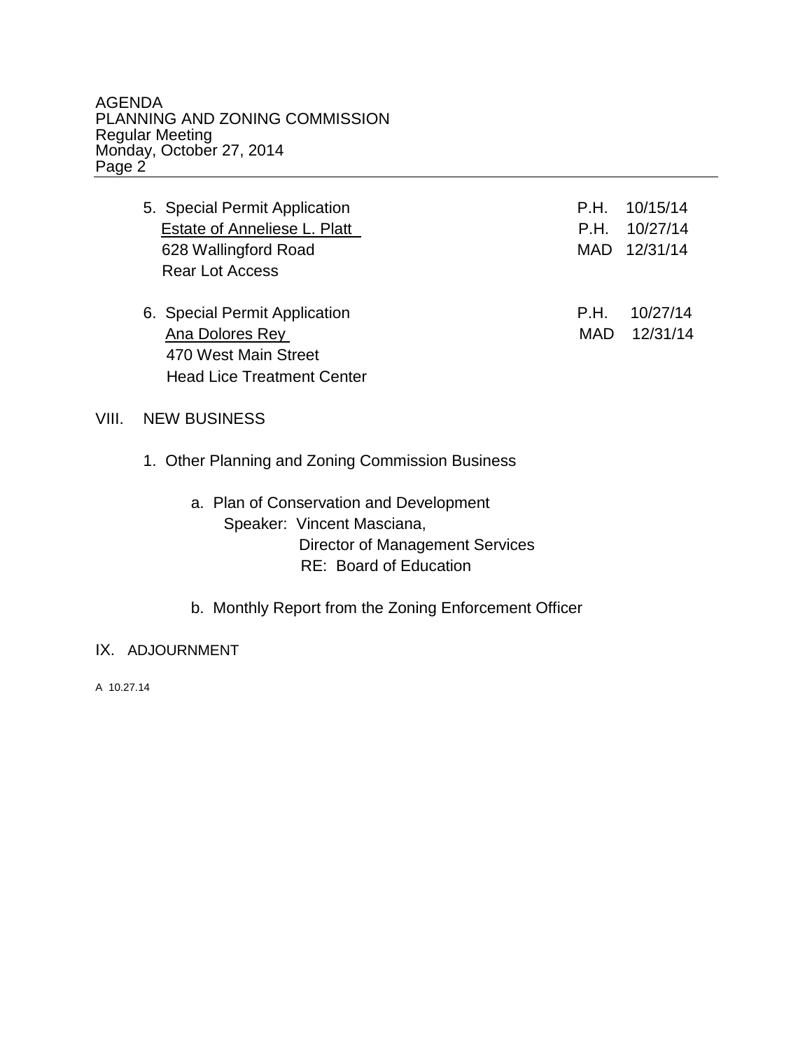5. Special Permit Application
   Estate of Anneliese L. Platt
   628 Wallingford Road
   Rear Lot Access

   P.H. 10/15/14
   P.H. 10/27/14
   MAD 12/31/14

6. Special Permit Application
   Ana Dolores Rey
   470 West Main Street
   Head Lice Treatment Center

   P.H. 10/27/14
   MAD 12/31/14

## VIII. NEW BUSINESS

1. Other Planning and Zoning Commission Business

   a. Plan of Conservation and Development
      Speaker: Vincent Masciana,
      Director of Management Services
      RE: Board of Education

   b. Monthly Report from the Zoning Enforcement Officer

## IX. ADJOURNMENT

A 10.27.14